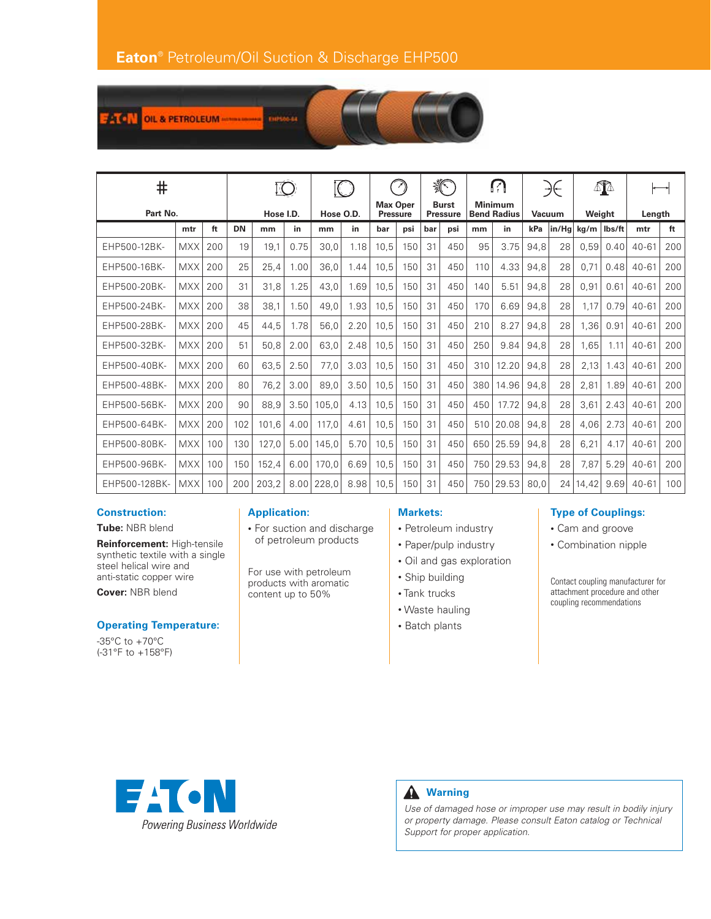# Eaton® Petroleum/Oil Suction & Discharge EHP500

| Part No. | | | Hose I.D. | | | Hose O.D. | | Max Oper Pressure | | Burst Pressure | | Minimum Bend Radius | | Vacuum | | Weight | | Length | |
|---|---|---|---|---|---|---|---|---|---|---|---|---|---|---|---|---|---|---|---|
| | mtr | ft | DN | mm | in | mm | in | bar | psi | bar | psi | mm | in | kPa | in/Hg | kg/m | lbs/ft | mtr | ft |
| EHP500-12BK- | MXX | 200 | 19 | 19,1 | 0.75 | 30,0 | 1.18 | 10,5 | 150 | 31 | 450 | 95 | 3.75 | 94,8 | 28 | 0,59 | 0.40 | 40-61 | 200 |
| EHP500-16BK- | MXX | 200 | 25 | 25,4 | 1.00 | 36,0 | 1.44 | 10,5 | 150 | 31 | 450 | 110 | 4.33 | 94,8 | 28 | 0,71 | 0.48 | 40-61 | 200 |
| EHP500-20BK- | MXX | 200 | 31 | 31,8 | 1.25 | 43,0 | 1.69 | 10,5 | 150 | 31 | 450 | 140 | 5.51 | 94,8 | 28 | 0,91 | 0.61 | 40-61 | 200 |
| EHP500-24BK- | MXX | 200 | 38 | 38,1 | 1.50 | 49,0 | 1.93 | 10,5 | 150 | 31 | 450 | 170 | 6.69 | 94,8 | 28 | 1,17 | 0.79 | 40-61 | 200 |
| EHP500-28BK- | MXX | 200 | 45 | 44,5 | 1.78 | 56,0 | 2.20 | 10,5 | 150 | 31 | 450 | 210 | 8.27 | 94,8 | 28 | 1,36 | 0.91 | 40-61 | 200 |
| EHP500-32BK- | MXX | 200 | 51 | 50,8 | 2.00 | 63,0 | 2.48 | 10,5 | 150 | 31 | 450 | 250 | 9.84 | 94,8 | 28 | 1,65 | 1.11 | 40-61 | 200 |
| EHP500-40BK- | MXX | 200 | 60 | 63,5 | 2.50 | 77,0 | 3.03 | 10,5 | 150 | 31 | 450 | 310 | 12.20 | 94,8 | 28 | 2,13 | 1.43 | 40-61 | 200 |
| EHP500-48BK- | MXX | 200 | 80 | 76,2 | 3.00 | 89,0 | 3.50 | 10,5 | 150 | 31 | 450 | 380 | 14.96 | 94,8 | 28 | 2,81 | 1.89 | 40-61 | 200 |
| EHP500-56BK- | MXX | 200 | 90 | 88,9 | 3.50 | 105,0 | 4.13 | 10,5 | 150 | 31 | 450 | 450 | 17.72 | 94,8 | 28 | 3,61 | 2.43 | 40-61 | 200 |
| EHP500-64BK- | MXX | 200 | 102 | 101,6 | 4.00 | 117,0 | 4.61 | 10,5 | 150 | 31 | 450 | 510 | 20.08 | 94,8 | 28 | 4,06 | 2.73 | 40-61 | 200 |
| EHP500-80BK- | MXX | 100 | 130 | 127,0 | 5.00 | 145,0 | 5.70 | 10,5 | 150 | 31 | 450 | 650 | 25.59 | 94,8 | 28 | 6,21 | 4.17 | 40-61 | 200 |
| EHP500-96BK- | MXX | 100 | 150 | 152,4 | 6.00 | 170,0 | 6.69 | 10,5 | 150 | 31 | 450 | 750 | 29.53 | 94,8 | 28 | 7,87 | 5.29 | 40-61 | 200 |
| EHP500-128BK- | MXX | 100 | 200 | 203,2 | 8.00 | 228,0 | 8.98 | 10,5 | 150 | 31 | 450 | 750 | 29.53 | 80,0 | 24 | 14,42 | 9.69 | 40-61 | 100 |

### Construction:

**Tube:** NBR blend

**Reinforcement:** High-tensile synthetic textile with a single steel helical wire and anti-static copper wire

**Cover:** NBR blend

### Operating Temperature:

-35°C to +70°C
(-31°F to +158°F)

### Application:

- For suction and discharge of petroleum products

For use with petroleum products with aromatic content up to 50%

### Markets:

- Petroleum industry
- Paper/pulp industry
- Oil and gas exploration
- Ship building
- Tank trucks
- Waste hauling
- Batch plants

### Type of Couplings:

- Cam and groove
- Combination nipple

Contact coupling manufacturer for attachment procedure and other coupling recommendations

EATON
*Powering Business Worldwide*

**Warning**

*Use of damaged hose or improper use may result in bodily injury or property damage. Please consult Eaton catalog or Technical Support for proper application.*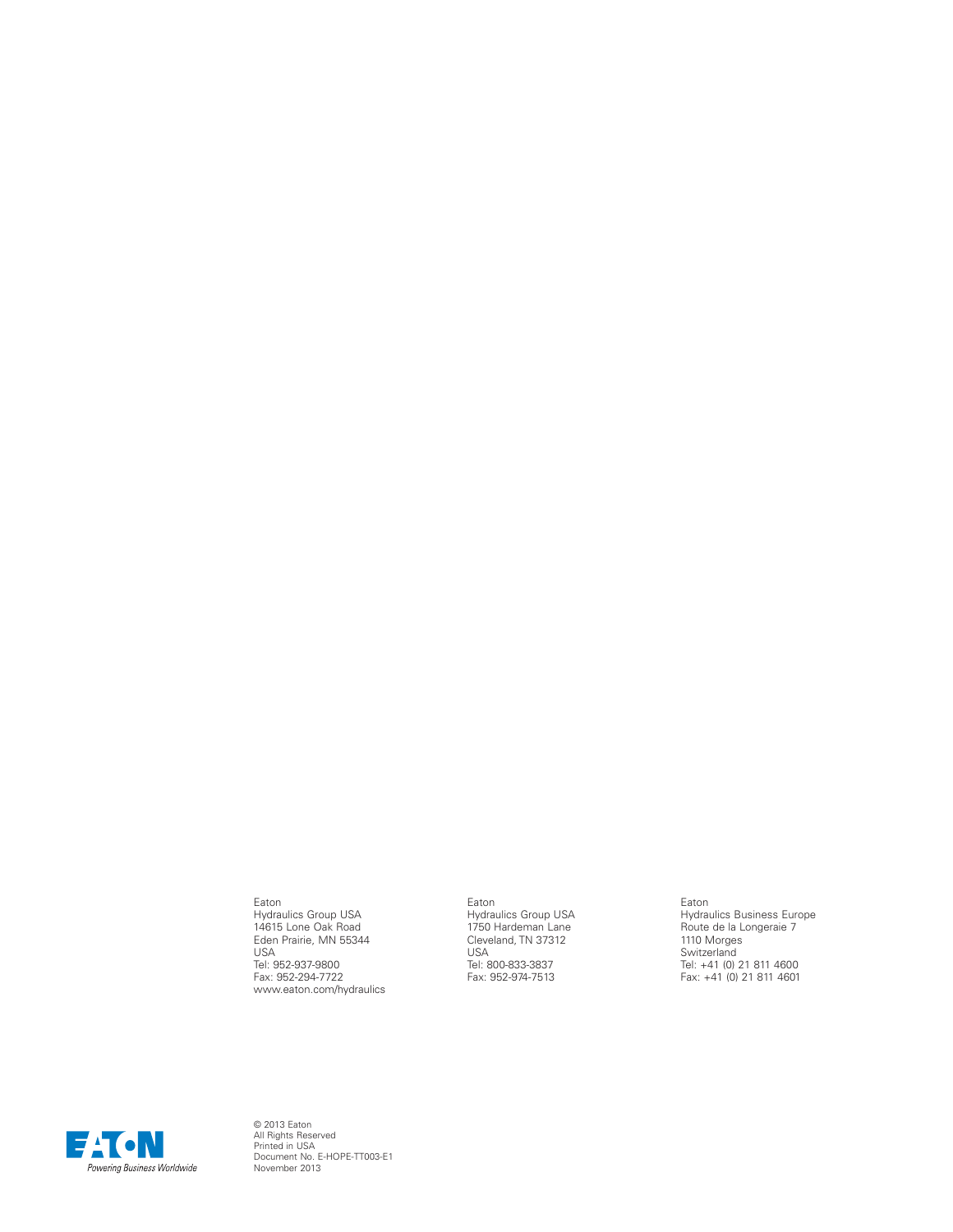Eaton
Hydraulics Group USA
14615 Lone Oak Road
Eden Prairie, MN 55344
USA
Tel: 952-937-9800
Fax: 952-294-7722
www.eaton.com/hydraulics

Eaton
Hydraulics Group USA
1750 Hardeman Lane
Cleveland, TN 37312
USA
Tel: 800-833-3837
Fax: 952-974-7513

Eaton
Hydraulics Business Europe
Route de la Longeraie 7
1110 Morges
Switzerland
Tel: +41 (0) 21 811 4600
Fax: +41 (0) 21 811 4601

EATON
*Powering Business Worldwide*

© 2013 Eaton
All Rights Reserved
Printed in USA
Document No. E-HOPE-TT003-E1
November 2013